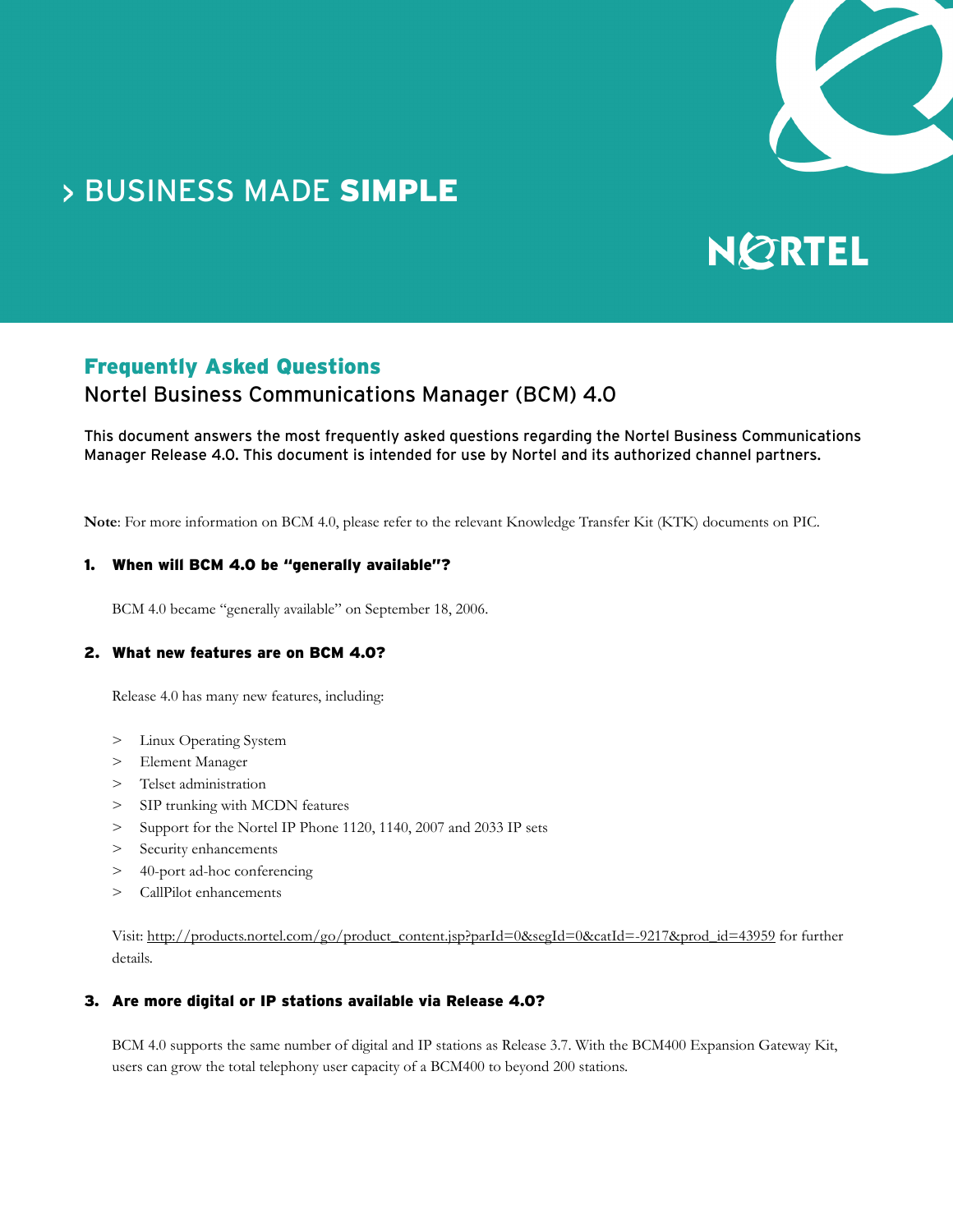> BUSINESS MADE **SIMPLE**

NORTEL

# Frequently Asked Questions

## Nortel Business Communications Manager (BCM) 4.0

This document answers the most frequently asked questions regarding the Nortel Business Communications Manager Release 4.0. This document is intended for use by Nortel and its authorized channel partners.

**Note**: For more information on BCM 4.0, please refer to the relevant Knowledge Transfer Kit (KTK) documents on PIC.

### 1. When will BCM 4.0 be "generally available"?

BCM 4.0 became "generally available" on September 18, 2006.

### 2. What new features are on BCM 4.0?

Release 4.0 has many new features, including:

- Linux Operating System
- Element Manager
- Telset administration
- SIP trunking with MCDN features
- Support for the Nortel IP Phone 1120, 1140, 2007 and 2033 IP sets
- Security enhancements
- 40-port ad-hoc conferencing
- CallPilot enhancements

Visit: http://products.nortel.com/go/product_content.jsp?parId=0&segId=0&catId=-9217&prod_id=43959 for further details.

### 3. Are more digital or IP stations available via Release 4.0?

BCM 4.0 supports the same number of digital and IP stations as Release 3.7. With the BCM400 Expansion Gateway Kit, users can grow the total telephony user capacity of a BCM400 to beyond 200 stations.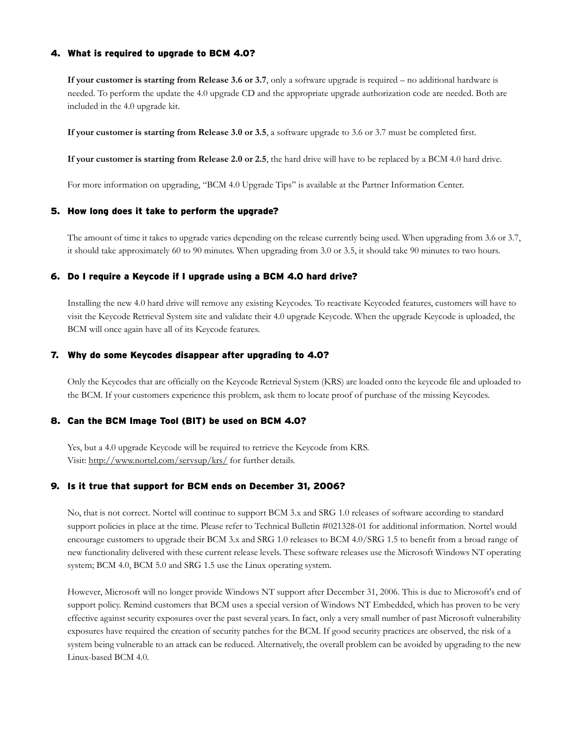### 4. What is required to upgrade to BCM 4.0?

**If your customer is starting from Release 3.6 or 3.7**, only a software upgrade is required – no additional hardware is needed. To perform the update the 4.0 upgrade CD and the appropriate upgrade authorization code are needed. Both are included in the 4.0 upgrade kit.

**If your customer is starting from Release 3.0 or 3.5**, a software upgrade to 3.6 or 3.7 must be completed first.

**If your customer is starting from Release 2.0 or 2.5**, the hard drive will have to be replaced by a BCM 4.0 hard drive.

For more information on upgrading, "BCM 4.0 Upgrade Tips" is available at the Partner Information Center.

### 5. How long does it take to perform the upgrade?

The amount of time it takes to upgrade varies depending on the release currently being used. When upgrading from 3.6 or 3.7, it should take approximately 60 to 90 minutes. When upgrading from 3.0 or 3.5, it should take 90 minutes to two hours.

### 6. Do I require a Keycode if I upgrade using a BCM 4.0 hard drive?

Installing the new 4.0 hard drive will remove any existing Keycodes. To reactivate Keycoded features, customers will have to visit the Keycode Retrieval System site and validate their 4.0 upgrade Keycode. When the upgrade Keycode is uploaded, the BCM will once again have all of its Keycode features.

### 7. Why do some Keycodes disappear after upgrading to 4.0?

Only the Keycodes that are officially on the Keycode Retrieval System (KRS) are loaded onto the keycode file and uploaded to the BCM. If your customers experience this problem, ask them to locate proof of purchase of the missing Keycodes.

### 8. Can the BCM Image Tool (BIT) be used on BCM 4.0?

Yes, but a 4.0 upgrade Keycode will be required to retrieve the Keycode from KRS.
Visit: http://www.nortel.com/servsup/krs/ for further details.

### 9. Is it true that support for BCM ends on December 31, 2006?

No, that is not correct. Nortel will continue to support BCM 3.x and SRG 1.0 releases of software according to standard support policies in place at the time. Please refer to Technical Bulletin #021328-01 for additional information. Nortel would encourage customers to upgrade their BCM 3.x and SRG 1.0 releases to BCM 4.0/SRG 1.5 to benefit from a broad range of new functionality delivered with these current release levels. These software releases use the Microsoft Windows NT operating system; BCM 4.0, BCM 5.0 and SRG 1.5 use the Linux operating system.

However, Microsoft will no longer provide Windows NT support after December 31, 2006. This is due to Microsoft's end of support policy. Remind customers that BCM uses a special version of Windows NT Embedded, which has proven to be very effective against security exposures over the past several years. In fact, only a very small number of past Microsoft vulnerability exposures have required the creation of security patches for the BCM. If good security practices are observed, the risk of a system being vulnerable to an attack can be reduced. Alternatively, the overall problem can be avoided by upgrading to the new Linux-based BCM 4.0.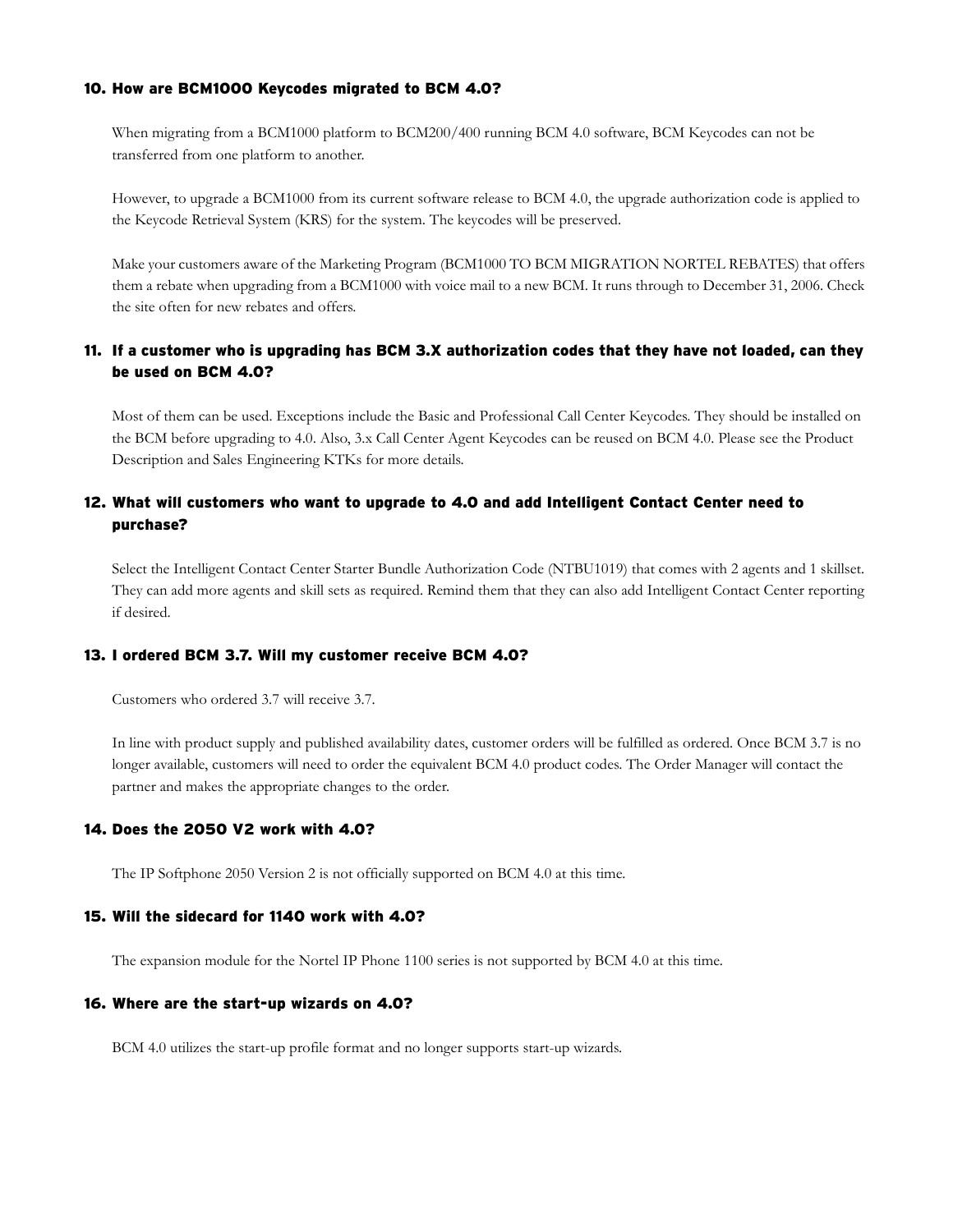### 10. How are BCM1000 Keycodes migrated to BCM 4.0?

When migrating from a BCM1000 platform to BCM200/400 running BCM 4.0 software, BCM Keycodes can not be transferred from one platform to another.

However, to upgrade a BCM1000 from its current software release to BCM 4.0, the upgrade authorization code is applied to the Keycode Retrieval System (KRS) for the system. The keycodes will be preserved.

Make your customers aware of the Marketing Program (BCM1000 TO BCM MIGRATION NORTEL REBATES) that offers them a rebate when upgrading from a BCM1000 with voice mail to a new BCM. It runs through to December 31, 2006. Check the site often for new rebates and offers.

### 11. If a customer who is upgrading has BCM 3.X authorization codes that they have not loaded, can they be used on BCM 4.0?

Most of them can be used. Exceptions include the Basic and Professional Call Center Keycodes. They should be installed on the BCM before upgrading to 4.0. Also, 3.x Call Center Agent Keycodes can be reused on BCM 4.0. Please see the Product Description and Sales Engineering KTKs for more details.

### 12. What will customers who want to upgrade to 4.0 and add Intelligent Contact Center need to purchase?

Select the Intelligent Contact Center Starter Bundle Authorization Code (NTBU1019) that comes with 2 agents and 1 skillset. They can add more agents and skill sets as required. Remind them that they can also add Intelligent Contact Center reporting if desired.

### 13. I ordered BCM 3.7. Will my customer receive BCM 4.0?

Customers who ordered 3.7 will receive 3.7.

In line with product supply and published availability dates, customer orders will be fulfilled as ordered. Once BCM 3.7 is no longer available, customers will need to order the equivalent BCM 4.0 product codes. The Order Manager will contact the partner and makes the appropriate changes to the order.

### 14. Does the 2050 V2 work with 4.0?

The IP Softphone 2050 Version 2 is not officially supported on BCM 4.0 at this time.

### 15. Will the sidecard for 1140 work with 4.0?

The expansion module for the Nortel IP Phone 1100 series is not supported by BCM 4.0 at this time.

### 16. Where are the start-up wizards on 4.0?

BCM 4.0 utilizes the start-up profile format and no longer supports start-up wizards.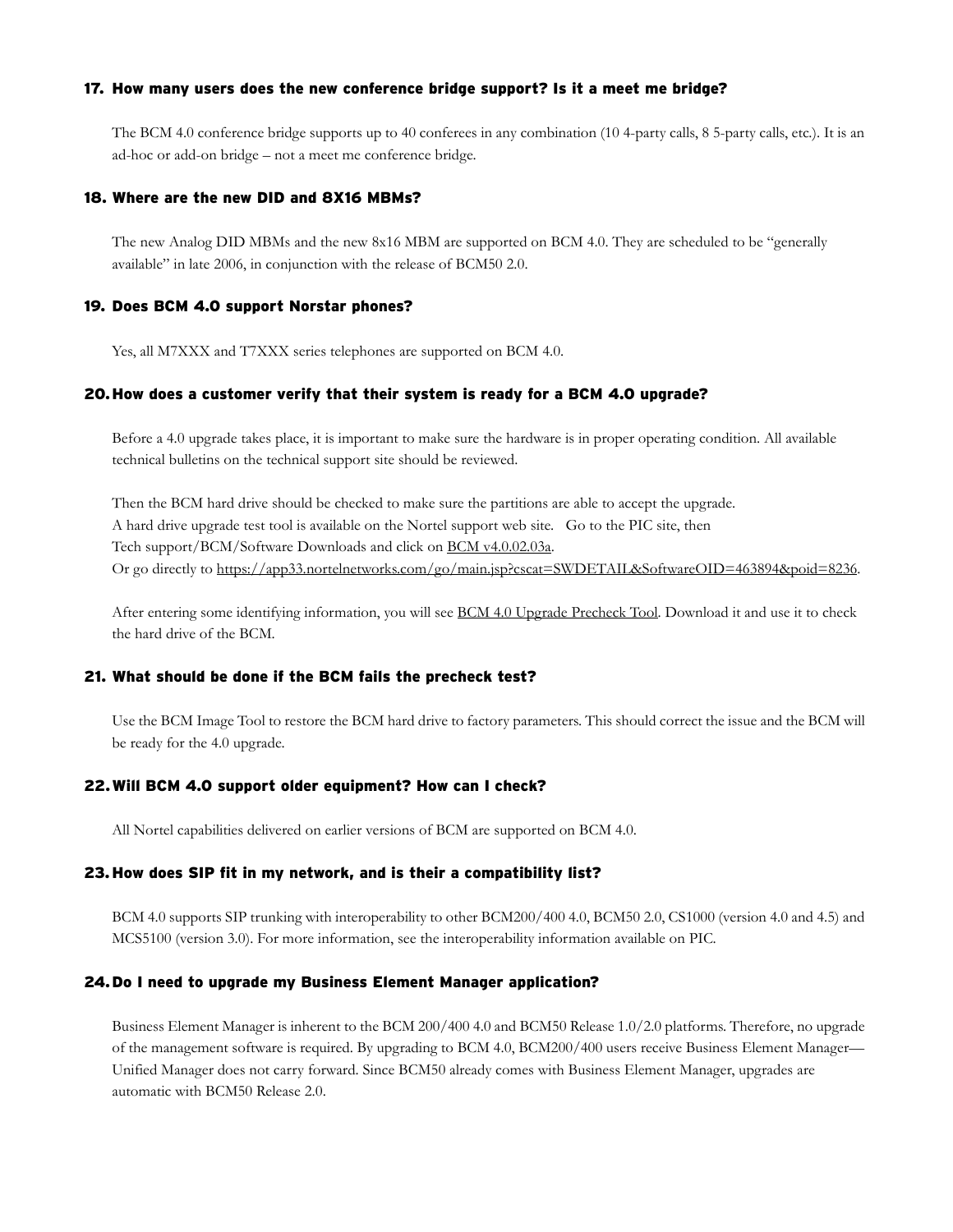### 17. How many users does the new conference bridge support? Is it a meet me bridge?

The BCM 4.0 conference bridge supports up to 40 conferees in any combination (10 4-party calls, 8 5-party calls, etc.). It is an ad-hoc or add-on bridge – not a meet me conference bridge.

### 18. Where are the new DID and 8X16 MBMs?

The new Analog DID MBMs and the new 8x16 MBM are supported on BCM 4.0. They are scheduled to be "generally available" in late 2006, in conjunction with the release of BCM50 2.0.

### 19. Does BCM 4.0 support Norstar phones?

Yes, all M7XXX and T7XXX series telephones are supported on BCM 4.0.

### 20. How does a customer verify that their system is ready for a BCM 4.0 upgrade?

Before a 4.0 upgrade takes place, it is important to make sure the hardware is in proper operating condition. All available technical bulletins on the technical support site should be reviewed.

Then the BCM hard drive should be checked to make sure the partitions are able to accept the upgrade.
A hard drive upgrade test tool is available on the Nortel support web site. Go to the PIC site, then
Tech support/BCM/Software Downloads and click on BCM v4.0.02.03a.
Or go directly to https://app33.nortelnetworks.com/go/main.jsp?cscat=SWDETAIL&SoftwareOID=463894&poid=8236.

After entering some identifying information, you will see BCM 4.0 Upgrade Precheck Tool. Download it and use it to check the hard drive of the BCM.

### 21. What should be done if the BCM fails the precheck test?

Use the BCM Image Tool to restore the BCM hard drive to factory parameters. This should correct the issue and the BCM will be ready for the 4.0 upgrade.

### 22. Will BCM 4.0 support older equipment? How can I check?

All Nortel capabilities delivered on earlier versions of BCM are supported on BCM 4.0.

### 23. How does SIP fit in my network, and is their a compatibility list?

BCM 4.0 supports SIP trunking with interoperability to other BCM200/400 4.0, BCM50 2.0, CS1000 (version 4.0 and 4.5) and MCS5100 (version 3.0). For more information, see the interoperability information available on PIC.

### 24. Do I need to upgrade my Business Element Manager application?

Business Element Manager is inherent to the BCM 200/400 4.0 and BCM50 Release 1.0/2.0 platforms. Therefore, no upgrade of the management software is required. By upgrading to BCM 4.0, BCM200/400 users receive Business Element Manager—Unified Manager does not carry forward. Since BCM50 already comes with Business Element Manager, upgrades are automatic with BCM50 Release 2.0.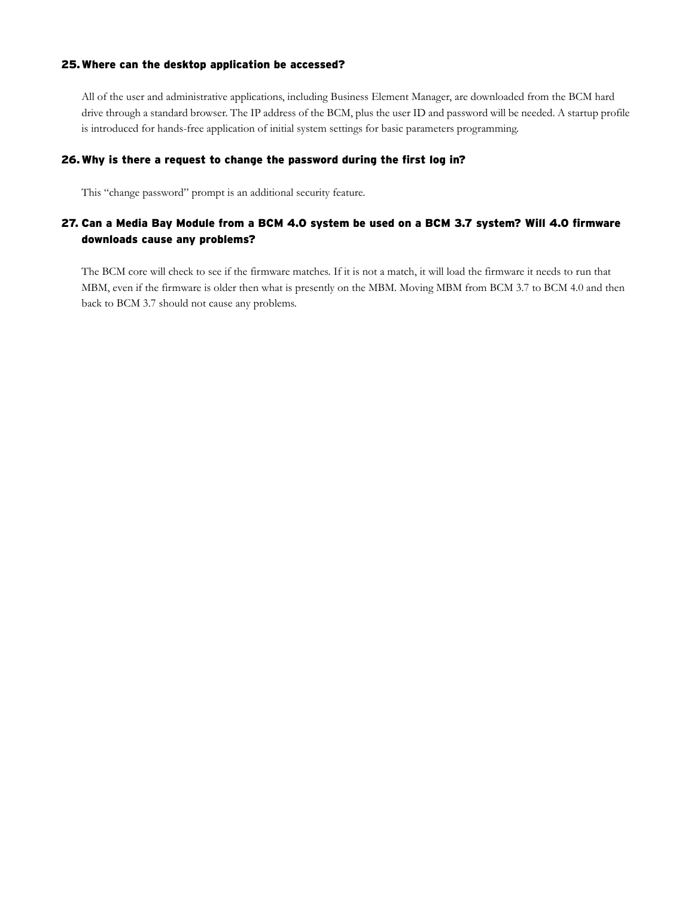### 25. Where can the desktop application be accessed?

All of the user and administrative applications, including Business Element Manager, are downloaded from the BCM hard drive through a standard browser. The IP address of the BCM, plus the user ID and password will be needed. A startup profile is introduced for hands-free application of initial system settings for basic parameters programming.

### 26. Why is there a request to change the password during the first log in?

This "change password" prompt is an additional security feature.

### 27. Can a Media Bay Module from a BCM 4.0 system be used on a BCM 3.7 system? Will 4.0 firmware downloads cause any problems?

The BCM core will check to see if the firmware matches. If it is not a match, it will load the firmware it needs to run that MBM, even if the firmware is older then what is presently on the MBM. Moving MBM from BCM 3.7 to BCM 4.0 and then back to BCM 3.7 should not cause any problems.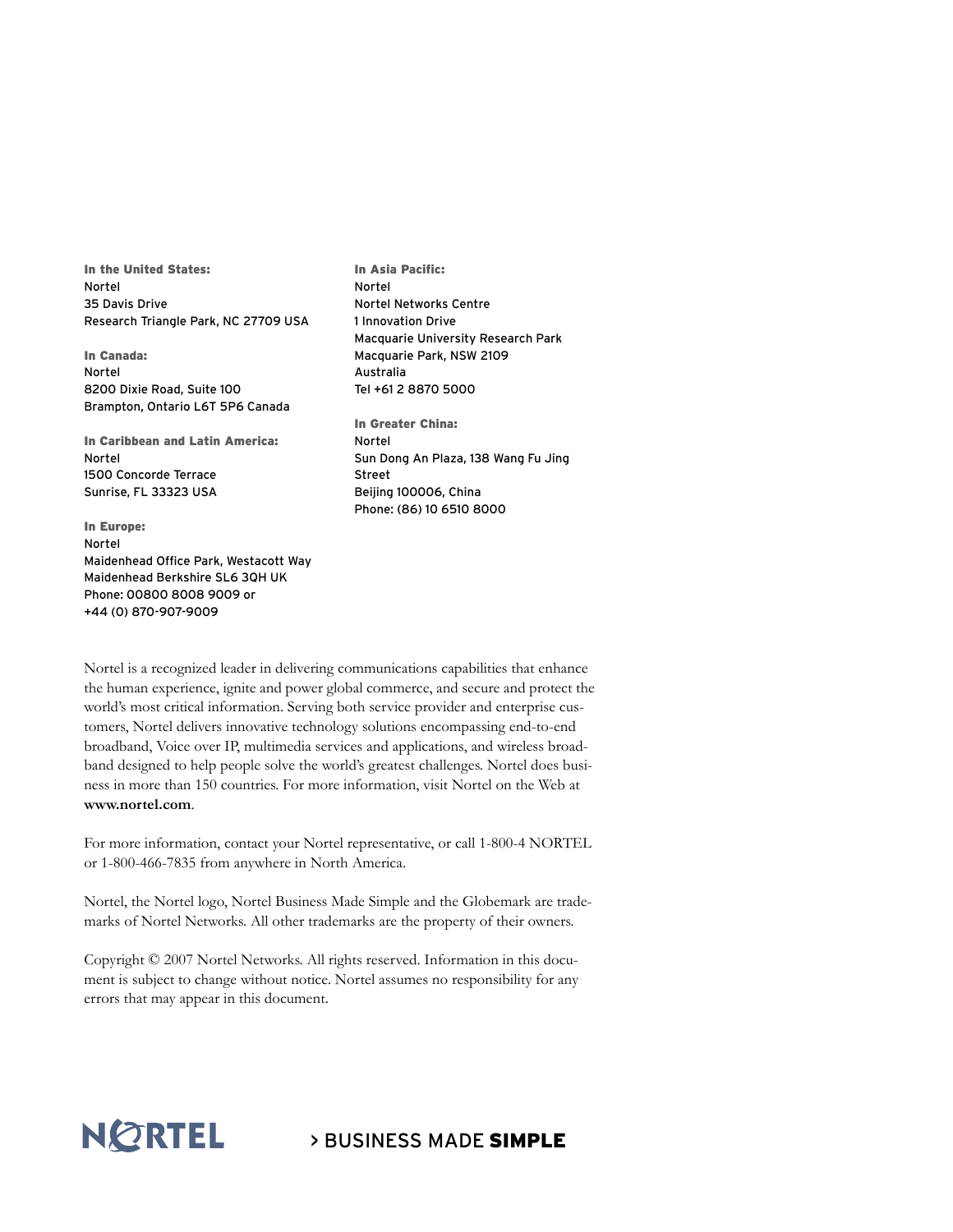**In the United States:**
Nortel
35 Davis Drive
Research Triangle Park, NC 27709 USA

**In Canada:**
Nortel
8200 Dixie Road, Suite 100
Brampton, Ontario L6T 5P6 Canada

**In Caribbean and Latin America:**
Nortel
1500 Concorde Terrace
Sunrise, FL 33323 USA

**In Europe:**
Nortel
Maidenhead Office Park, Westacott Way
Maidenhead Berkshire SL6 3QH UK
Phone: 00800 8008 9009 or
+44 (0) 870-907-9009

**In Asia Pacific:**
Nortel
Nortel Networks Centre
1 Innovation Drive
Macquarie University Research Park
Macquarie Park, NSW 2109
Australia
Tel +61 2 8870 5000

**In Greater China:**
Nortel
Sun Dong An Plaza, 138 Wang Fu Jing
Street
Beijing 100006, China
Phone: (86) 10 6510 8000

Nortel is a recognized leader in delivering communications capabilities that enhance the human experience, ignite and power global commerce, and secure and protect the world's most critical information. Serving both service provider and enterprise customers, Nortel delivers innovative technology solutions encompassing end-to-end broadband, Voice over IP, multimedia services and applications, and wireless broadband designed to help people solve the world's greatest challenges. Nortel does business in more than 150 countries. For more information, visit Nortel on the Web at **www.nortel.com**.

For more information, contact your Nortel representative, or call 1-800-4 NORTEL or 1-800-466-7835 from anywhere in North America.

Nortel, the Nortel logo, Nortel Business Made Simple and the Globemark are trademarks of Nortel Networks. All other trademarks are the property of their owners.

Copyright © 2007 Nortel Networks. All rights reserved. Information in this document is subject to change without notice. Nortel assumes no responsibility for any errors that may appear in this document.

NORTEL > BUSINESS MADE **SIMPLE**